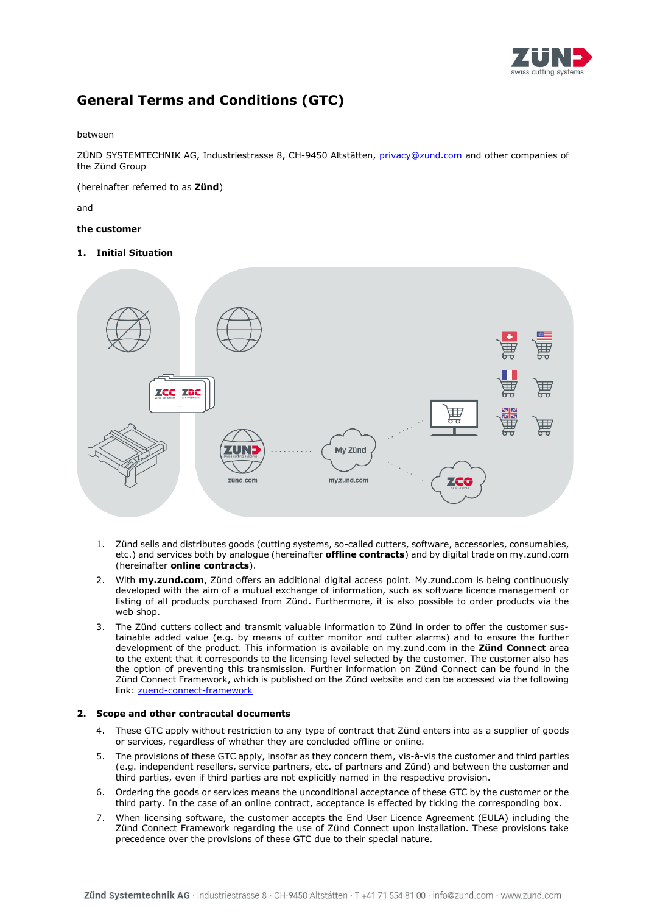# General Terms and Conditions (GTC)

between

ZÜND SYSTEMTECHNIK AG, Industriestrasse 8, CH-9450 Altstätten, privacy@zund.com and other companies of the Zünd Group

(hereinafter referred to as **Zünd**)

and

**the customer**

## 1. Initial Situation

zund.com

My Zünd

my.zund.com

1. Zünd sells and distributes goods (cutting systems, so-called cutters, software, accessories, consumables, etc.) and services both by analogue (hereinafter **offline contracts**) and by digital trade on my.zund.com (hereinafter **online contracts**).
2. With **my.zund.com**, Zünd offers an additional digital access point. My.zund.com is being continuously developed with the aim of a mutual exchange of information, such as software licence management or listing of all products purchased from Zünd. Furthermore, it is also possible to order products via the web shop.
3. The Zünd cutters collect and transmit valuable information to Zünd in order to offer the customer sustainable added value (e.g. by means of cutter monitor and cutter alarms) and to ensure the further development of the product. This information is available on my.zund.com in the **Zünd Connect** area to the extent that it corresponds to the licensing level selected by the customer. The customer also has the option of preventing this transmission. Further information on Zünd Connect can be found in the Zünd Connect Framework, which is published on the Zünd website and can be accessed via the following link: zuend-connect-framework

## 2. Scope and other contracautal documents

4. These GTC apply without restriction to any type of contract that Zünd enters into as a supplier of goods or services, regardless of whether they are concluded offline or online.
5. The provisions of these GTC apply, insofar as they concern them, vis-à-vis the customer and third parties (e.g. independent resellers, service partners, etc. of partners and Zünd) and between the customer and third parties, even if third parties are not explicitly named in the respective provision.
6. Ordering the goods or services means the unconditional acceptance of these GTC by the customer or the third party. In the case of an online contract, acceptance is effected by ticking the corresponding box.
7. When licensing software, the customer accepts the End User Licence Agreement (EULA) including the Zünd Connect Framework regarding the use of Zünd Connect upon installation. These provisions take precedence over the provisions of these GTC due to their special nature.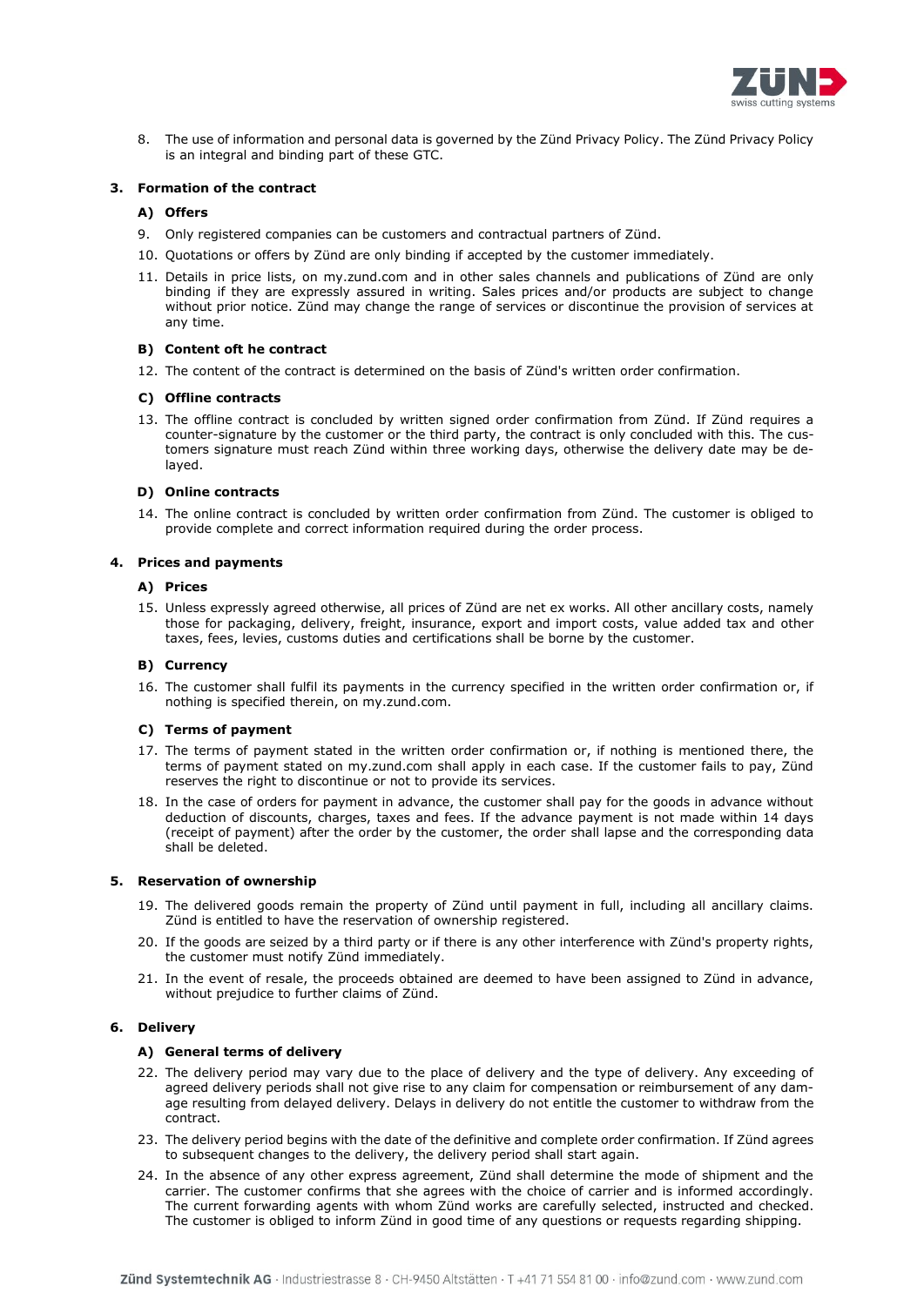8. The use of information and personal data is governed by the Zünd Privacy Policy. The Zünd Privacy Policy is an integral and binding part of these GTC.

## 3. Formation of the contract

### A) Offers

9. Only registered companies can be customers and contractual partners of Zünd.
10. Quotations or offers by Zünd are only binding if accepted by the customer immediately.
11. Details in price lists, on my.zund.com and in other sales channels and publications of Zünd are only binding if they are expressly assured in writing. Sales prices and/or products are subject to change without prior notice. Zünd may change the range of services or discontinue the provision of services at any time.

### B) Content oft he contract

12. The content of the contract is determined on the basis of Zünd's written order confirmation.

### C) Offline contracts

13. The offline contract is concluded by written signed order confirmation from Zünd. If Zünd requires a counter-signature by the customer or the third party, the contract is only concluded with this. The customers signature must reach Zünd within three working days, otherwise the delivery date may be delayed.

### D) Online contracts

14. The online contract is concluded by written order confirmation from Zünd. The customer is obliged to provide complete and correct information required during the order process.

## 4. Prices and payments

### A) Prices

15. Unless expressly agreed otherwise, all prices of Zünd are net ex works. All other ancillary costs, namely those for packaging, delivery, freight, insurance, export and import costs, value added tax and other taxes, fees, levies, customs duties and certifications shall be borne by the customer.

### B) Currency

16. The customer shall fulfil its payments in the currency specified in the written order confirmation or, if nothing is specified therein, on my.zund.com.

### C) Terms of payment

17. The terms of payment stated in the written order confirmation or, if nothing is mentioned there, the terms of payment stated on my.zund.com shall apply in each case. If the customer fails to pay, Zünd reserves the right to discontinue or not to provide its services.
18. In the case of orders for payment in advance, the customer shall pay for the goods in advance without deduction of discounts, charges, taxes and fees. If the advance payment is not made within 14 days (receipt of payment) after the order by the customer, the order shall lapse and the corresponding data shall be deleted.

## 5. Reservation of ownership

19. The delivered goods remain the property of Zünd until payment in full, including all ancillary claims. Zünd is entitled to have the reservation of ownership registered.
20. If the goods are seized by a third party or if there is any other interference with Zünd's property rights, the customer must notify Zünd immediately.
21. In the event of resale, the proceeds obtained are deemed to have been assigned to Zünd in advance, without prejudice to further claims of Zünd.

## 6. Delivery

### A) General terms of delivery

22. The delivery period may vary due to the place of delivery and the type of delivery. Any exceeding of agreed delivery periods shall not give rise to any claim for compensation or reimbursement of any damage resulting from delayed delivery. Delays in delivery do not entitle the customer to withdraw from the contract.
23. The delivery period begins with the date of the definitive and complete order confirmation. If Zünd agrees to subsequent changes to the delivery, the delivery period shall start again.
24. In the absence of any other express agreement, Zünd shall determine the mode of shipment and the carrier. The customer confirms that she agrees with the choice of carrier and is informed accordingly. The current forwarding agents with whom Zünd works are carefully selected, instructed and checked. The customer is obliged to inform Zünd in good time of any questions or requests regarding shipping.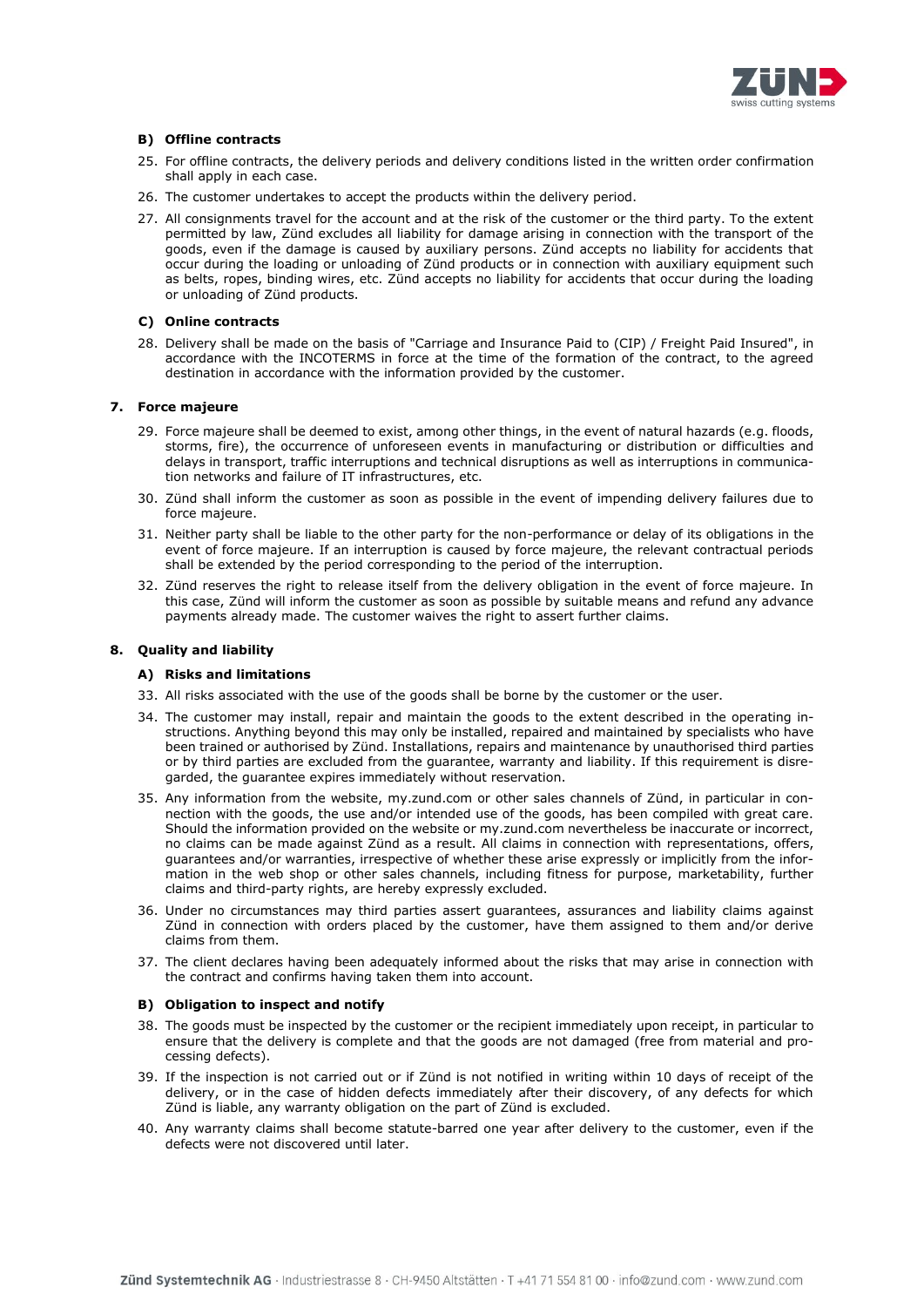### B) Offline contracts

25. For offline contracts, the delivery periods and delivery conditions listed in the written order confirmation shall apply in each case.
26. The customer undertakes to accept the products within the delivery period.
27. All consignments travel for the account and at the risk of the customer or the third party. To the extent permitted by law, Zünd excludes all liability for damage arising in connection with the transport of the goods, even if the damage is caused by auxiliary persons. Zünd accepts no liability for accidents that occur during the loading or unloading of Zünd products or in connection with auxiliary equipment such as belts, ropes, binding wires, etc. Zünd accepts no liability for accidents that occur during the loading or unloading of Zünd products.

### C) Online contracts

28. Delivery shall be made on the basis of "Carriage and Insurance Paid to (CIP) / Freight Paid Insured", in accordance with the INCOTERMS in force at the time of the formation of the contract, to the agreed destination in accordance with the information provided by the customer.

## 7. Force majeure

29. Force majeure shall be deemed to exist, among other things, in the event of natural hazards (e.g. floods, storms, fire), the occurrence of unforeseen events in manufacturing or distribution or difficulties and delays in transport, traffic interruptions and technical disruptions as well as interruptions in communication networks and failure of IT infrastructures, etc.
30. Zünd shall inform the customer as soon as possible in the event of impending delivery failures due to force majeure.
31. Neither party shall be liable to the other party for the non-performance or delay of its obligations in the event of force majeure. If an interruption is caused by force majeure, the relevant contractual periods shall be extended by the period corresponding to the period of the interruption.
32. Zünd reserves the right to release itself from the delivery obligation in the event of force majeure. In this case, Zünd will inform the customer as soon as possible by suitable means and refund any advance payments already made. The customer waives the right to assert further claims.

## 8. Quality and liability

### A) Risks and limitations

33. All risks associated with the use of the goods shall be borne by the customer or the user.
34. The customer may install, repair and maintain the goods to the extent described in the operating instructions. Anything beyond this may only be installed, repaired and maintained by specialists who have been trained or authorised by Zünd. Installations, repairs and maintenance by unauthorised third parties or by third parties are excluded from the guarantee, warranty and liability. If this requirement is disregarded, the guarantee expires immediately without reservation.
35. Any information from the website, my.zund.com or other sales channels of Zünd, in particular in connection with the goods, the use and/or intended use of the goods, has been compiled with great care. Should the information provided on the website or my.zund.com nevertheless be inaccurate or incorrect, no claims can be made against Zünd as a result. All claims in connection with representations, offers, guarantees and/or warranties, irrespective of whether these arise expressly or implicitly from the information in the web shop or other sales channels, including fitness for purpose, marketability, further claims and third-party rights, are hereby expressly excluded.
36. Under no circumstances may third parties assert guarantees, assurances and liability claims against Zünd in connection with orders placed by the customer, have them assigned to them and/or derive claims from them.
37. The client declares having been adequately informed about the risks that may arise in connection with the contract and confirms having taken them into account.

### B) Obligation to inspect and notify

38. The goods must be inspected by the customer or the recipient immediately upon receipt, in particular to ensure that the delivery is complete and that the goods are not damaged (free from material and processing defects).
39. If the inspection is not carried out or if Zünd is not notified in writing within 10 days of receipt of the delivery, or in the case of hidden defects immediately after their discovery, of any defects for which Zünd is liable, any warranty obligation on the part of Zünd is excluded.
40. Any warranty claims shall become statute-barred one year after delivery to the customer, even if the defects were not discovered until later.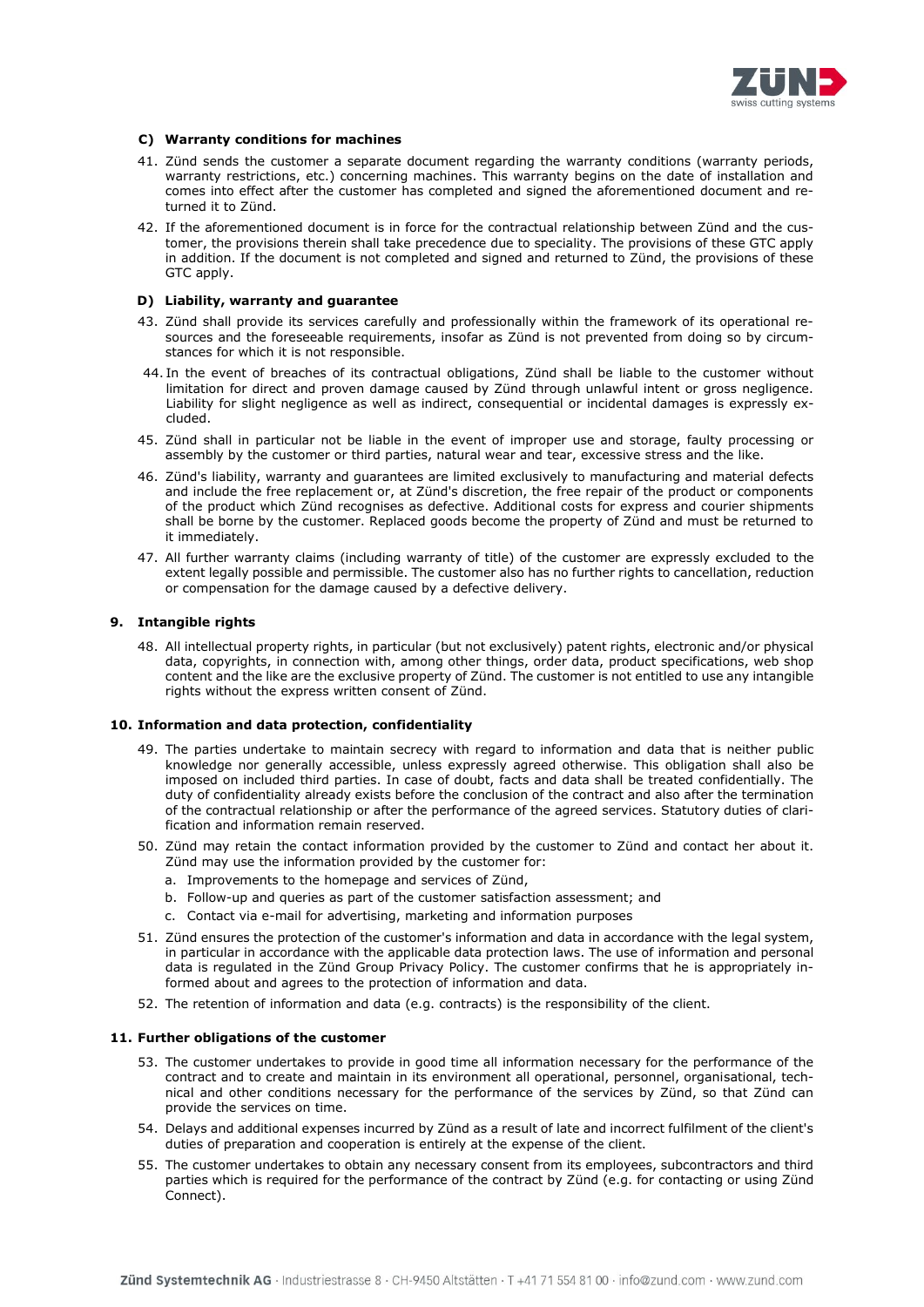### C) Warranty conditions for machines

41. Zünd sends the customer a separate document regarding the warranty conditions (warranty periods, warranty restrictions, etc.) concerning machines. This warranty begins on the date of installation and comes into effect after the customer has completed and signed the aforementioned document and returned it to Zünd.

42. If the aforementioned document is in force for the contractual relationship between Zünd and the customer, the provisions therein shall take precedence due to speciality. The provisions of these GTC apply in addition. If the document is not completed and signed and returned to Zünd, the provisions of these GTC apply.

### D) Liability, warranty and guarantee

43. Zünd shall provide its services carefully and professionally within the framework of its operational resources and the foreseeable requirements, insofar as Zünd is not prevented from doing so by circumstances for which it is not responsible.

44. In the event of breaches of its contractual obligations, Zünd shall be liable to the customer without limitation for direct and proven damage caused by Zünd through unlawful intent or gross negligence. Liability for slight negligence as well as indirect, consequential or incidental damages is expressly excluded.

45. Zünd shall in particular not be liable in the event of improper use and storage, faulty processing or assembly by the customer or third parties, natural wear and tear, excessive stress and the like.

46. Zünd's liability, warranty and guarantees are limited exclusively to manufacturing and material defects and include the free replacement or, at Zünd's discretion, the free repair of the product or components of the product which Zünd recognises as defective. Additional costs for express and courier shipments shall be borne by the customer. Replaced goods become the property of Zünd and must be returned to it immediately.

47. All further warranty claims (including warranty of title) of the customer are expressly excluded to the extent legally possible and permissible. The customer also has no further rights to cancellation, reduction or compensation for the damage caused by a defective delivery.

## 9. Intangible rights

48. All intellectual property rights, in particular (but not exclusively) patent rights, electronic and/or physical data, copyrights, in connection with, among other things, order data, product specifications, web shop content and the like are the exclusive property of Zünd. The customer is not entitled to use any intangible rights without the express written consent of Zünd.

## 10. Information and data protection, confidentiality

49. The parties undertake to maintain secrecy with regard to information and data that is neither public knowledge nor generally accessible, unless expressly agreed otherwise. This obligation shall also be imposed on included third parties. In case of doubt, facts and data shall be treated confidentially. The duty of confidentiality already exists before the conclusion of the contract and also after the termination of the contractual relationship or after the performance of the agreed services. Statutory duties of clarification and information remain reserved.

50. Zünd may retain the contact information provided by the customer to Zünd and contact her about it. Zünd may use the information provided by the customer for:
    a. Improvements to the homepage and services of Zünd,
    b. Follow-up and queries as part of the customer satisfaction assessment; and
    c. Contact via e-mail for advertising, marketing and information purposes

51. Zünd ensures the protection of the customer's information and data in accordance with the legal system, in particular in accordance with the applicable data protection laws. The use of information and personal data is regulated in the Zünd Group Privacy Policy. The customer confirms that he is appropriately informed about and agrees to the protection of information and data.

52. The retention of information and data (e.g. contracts) is the responsibility of the client.

## 11. Further obligations of the customer

53. The customer undertakes to provide in good time all information necessary for the performance of the contract and to create and maintain in its environment all operational, personnel, organisational, technical and other conditions necessary for the performance of the services by Zünd, so that Zünd can provide the services on time.

54. Delays and additional expenses incurred by Zünd as a result of late and incorrect fulfilment of the client's duties of preparation and cooperation is entirely at the expense of the client.

55. The customer undertakes to obtain any necessary consent from its employees, subcontractors and third parties which is required for the performance of the contract by Zünd (e.g. for contacting or using Zünd Connect).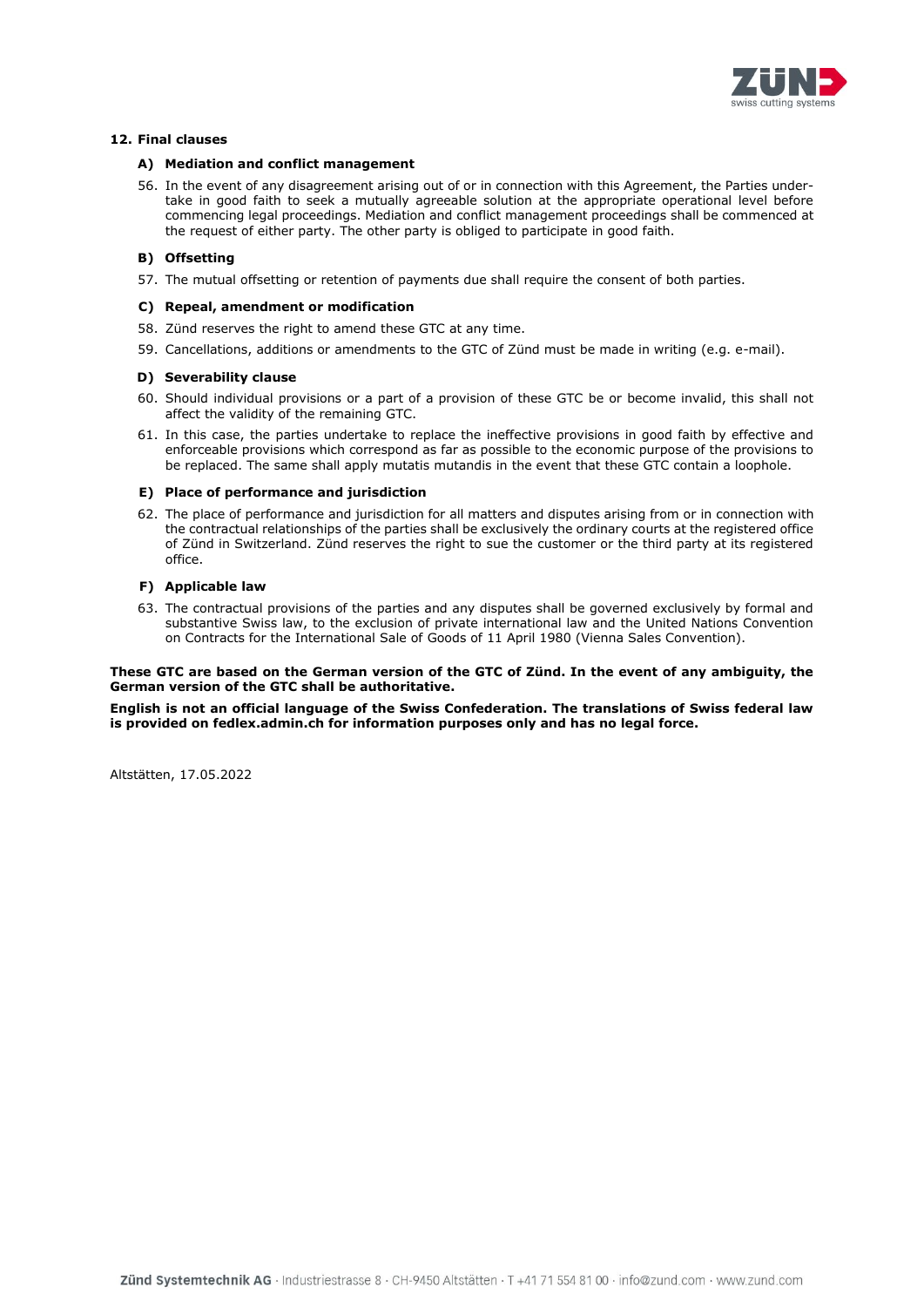## 12. Final clauses

### A) Mediation and conflict management

56. In the event of any disagreement arising out of or in connection with this Agreement, the Parties undertake in good faith to seek a mutually agreeable solution at the appropriate operational level before commencing legal proceedings. Mediation and conflict management proceedings shall be commenced at the request of either party. The other party is obliged to participate in good faith.

### B) Offsetting

57. The mutual offsetting or retention of payments due shall require the consent of both parties.

### C) Repeal, amendment or modification

58. Zünd reserves the right to amend these GTC at any time.
59. Cancellations, additions or amendments to the GTC of Zünd must be made in writing (e.g. e-mail).

### D) Severability clause

60. Should individual provisions or a part of a provision of these GTC be or become invalid, this shall not affect the validity of the remaining GTC.
61. In this case, the parties undertake to replace the ineffective provisions in good faith by effective and enforceable provisions which correspond as far as possible to the economic purpose of the provisions to be replaced. The same shall apply mutatis mutandis in the event that these GTC contain a loophole.

### E) Place of performance and jurisdiction

62. The place of performance and jurisdiction for all matters and disputes arising from or in connection with the contractual relationships of the parties shall be exclusively the ordinary courts at the registered office of Zünd in Switzerland. Zünd reserves the right to sue the customer or the third party at its registered office.

### F) Applicable law

63. The contractual provisions of the parties and any disputes shall be governed exclusively by formal and substantive Swiss law, to the exclusion of private international law and the United Nations Convention on Contracts for the International Sale of Goods of 11 April 1980 (Vienna Sales Convention).

**These GTC are based on the German version of the GTC of Zünd. In the event of any ambiguity, the German version of the GTC shall be authoritative.**

**English is not an official language of the Swiss Confederation. The translations of Swiss federal law is provided on fedlex.admin.ch for information purposes only and has no legal force.**

Altstätten, 17.05.2022